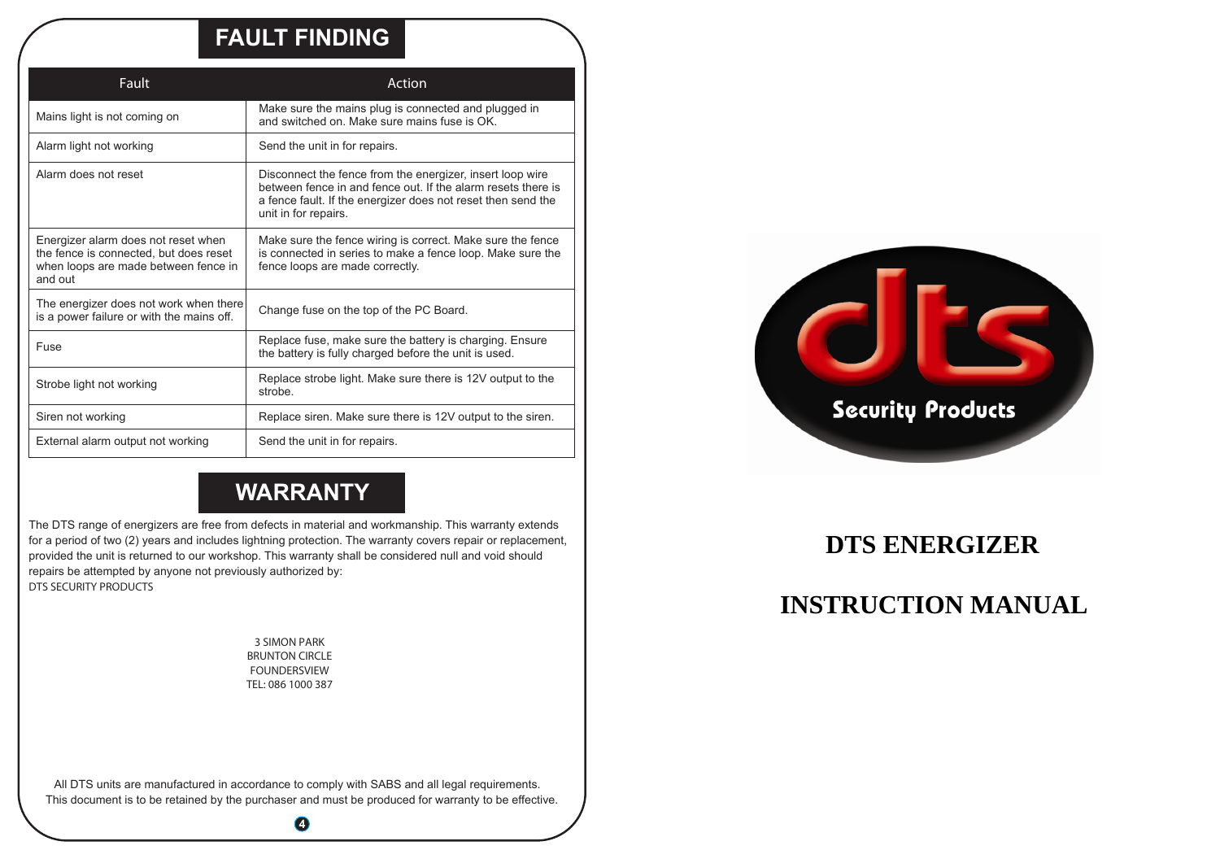## FAULT FINDING

| Fault | Action |
|---|---|
| Mains light is not coming on | Make sure the mains plug is connected and plugged in and switched on. Make sure mains fuse is OK. |
| Alarm light not working | Send the unit in for repairs. |
| Alarm does not reset | Disconnect the fence from the energizer, insert loop wire between fence in and fence out. If the alarm resets there is a fence fault. If the energizer does not reset then send the unit in for repairs. |
| Energizer alarm does not reset when the fence is connected, but does reset when loops are made between fence in and out | Make sure the fence wiring is correct. Make sure the fence is connected in series to make a fence loop. Make sure the fence loops are made correctly. |
| The energizer does not work when there is a power failure or with the mains off. | Change fuse on the top of the PC Board. |
| Fuse | Replace fuse, make sure the battery is charging. Ensure the battery is fully charged before the unit is used. |
| Strobe light not working | Replace strobe light. Make sure there is 12V output to the strobe. |
| Siren not working | Replace siren. Make sure there is 12V output to the siren. |
| External alarm output not working | Send the unit in for repairs. |

## WARRANTY

The DTS range of energizers are free from defects in material and workmanship. This warranty extends for a period of two (2) years and includes lightning protection. The warranty covers repair or replacement, provided the unit is returned to our workshop. This warranty shall be considered null and void should repairs be attempted by anyone not previously authorized by:
DTS SECURITY PRODUCTS

3 SIMON PARK
BRUNTON CIRCLE
FOUNDERSVIEW
TEL: 086 1000 387

All DTS units are manufactured in accordance to comply with SABS and all legal requirements.
This document is to be retained by the purchaser and must be produced for warranty to be effective.

dts Security Products

# DTS ENERGIZER

# INSTRUCTION MANUAL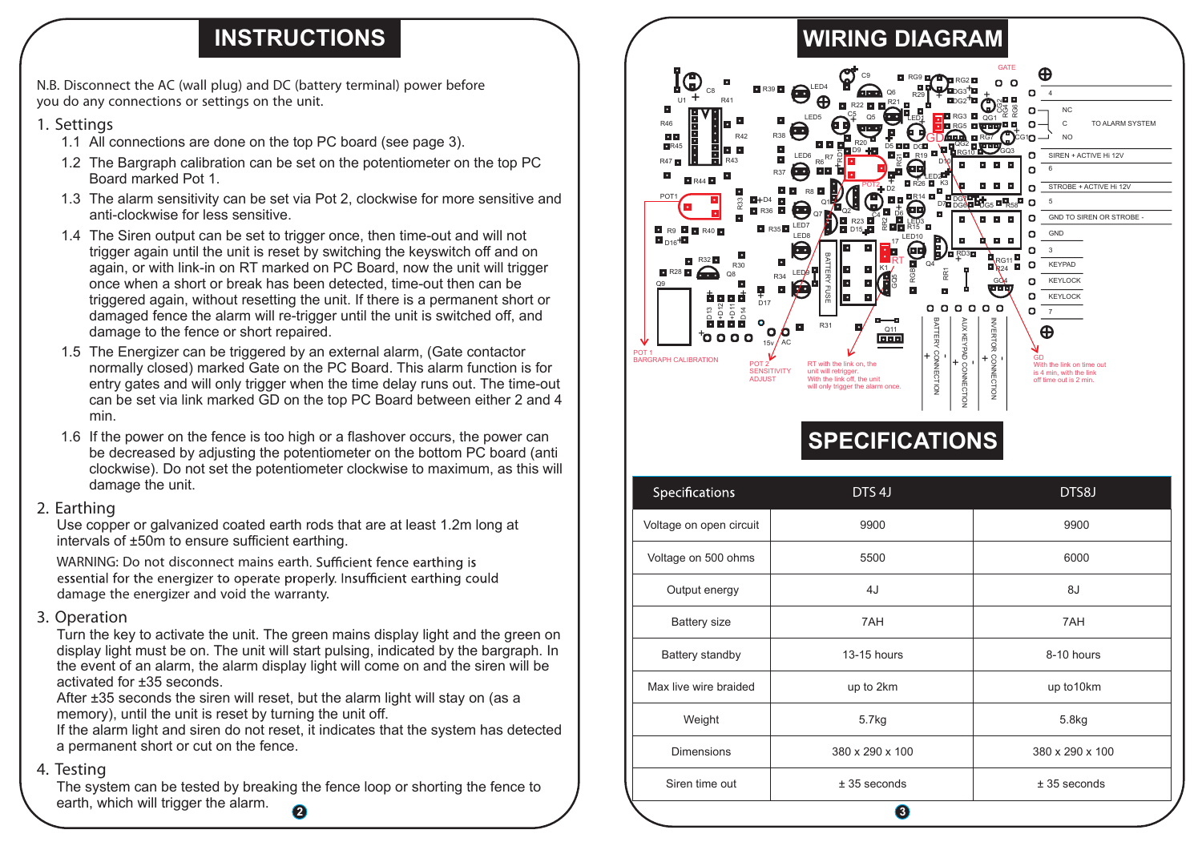# INSTRUCTIONS

N.B. Disconnect the AC (wall plug) and DC (battery terminal) power before you do any connections or settings on the unit.

1. Settings
   - 1.1 All connections are done on the top PC board (see page 3).
   - 1.2 The Bargraph calibration can be set on the potentiometer on the top PC Board marked Pot 1.
   - 1.3 The alarm sensitivity can be set via Pot 2, clockwise for more sensitive and anti-clockwise for less sensitive.
   - 1.4 The Siren output can be set to trigger once, then time-out and will not trigger again until the unit is reset by switching the keyswitch off and on again, or with link-in on RT marked on PC Board, now the unit will trigger once when a short or break has been detected, time-out then can be triggered again, without resetting the unit. If there is a permanent short or damaged fence the alarm will re-trigger until the unit is switched off, and damage to the fence or short repaired.
   - 1.5 The Energizer can be triggered by an external alarm, (Gate contactor normally closed) marked Gate on the PC Board. This alarm function is for entry gates and will only trigger when the time delay runs out. The time-out can be set via link marked GD on the top PC Board between either 2 and 4 min.
   - 1.6 If the power on the fence is too high or a flashover occurs, the power can be decreased by adjusting the potentiometer on the bottom PC board (anti clockwise). Do not set the potentiometer clockwise to maximum, as this will damage the unit.

2. Earthing

   Use copper or galvanized coated earth rods that are at least 1.2m long at intervals of ±50m to ensure sufficient earthing.

   WARNING: Do not disconnect mains earth. Sufficient fence earthing is essential for the energizer to operate properly. Insufficient earthing could damage the energizer and void the warranty.

3. Operation

   Turn the key to activate the unit. The green mains display light and the green on display light must be on. The unit will start pulsing, indicated by the bargraph. In the event of an alarm, the alarm display light will come on and the siren will be activated for ±35 seconds.
   After ±35 seconds the siren will reset, but the alarm light will stay on (as a memory), until the unit is reset by turning the unit off.
   If the alarm light and siren do not reset, it indicates that the system has detected a permanent short or cut on the fence.

4. Testing

   The system can be tested by breaking the fence loop or shorting the fence to earth, which will trigger the alarm.

# WIRING DIAGRAM

GATE

4
NC
C
NO
TO ALARM SYSTEM
SIREN + ACTIVE Hi 12V
6
STROBE + ACTIVE Hi 12V
5
GND TO SIREN OR STROBE -
GND
3
KEYPAD
KEYLOCK
KEYLOCK
7

BATTERY FUSE
BATTERY CONNECTION
AUX KEYPAD CONNECTION
INVERTOR CONNECTION
15v AC

POT 1
BARGRAPH CALIBRATION

POT 2
SENSITIVITY
ADJUST

RT with the link on, the unit will retrigger.
With the link off, the unit will only trigger the alarm once.

GD
With the link on time out is 4 min, with the link off time out is 2 min.

# SPECIFICATIONS

| Specifications | DTS 4J | DTS8J |
|---|---|---|
| Voltage on open circuit | 9900 | 9900 |
| Voltage on 500 ohms | 5500 | 6000 |
| Output energy | 4J | 8J |
| Battery size | 7AH | 7AH |
| Battery standby | 13-15 hours | 8-10 hours |
| Max live wire braided | up to 2km | up to10km |
| Weight | 5.7kg | 5.8kg |
| Dimensions | 380 x 290 x 100 | 380 x 290 x 100 |
| Siren time out | ± 35 seconds | ± 35 seconds |